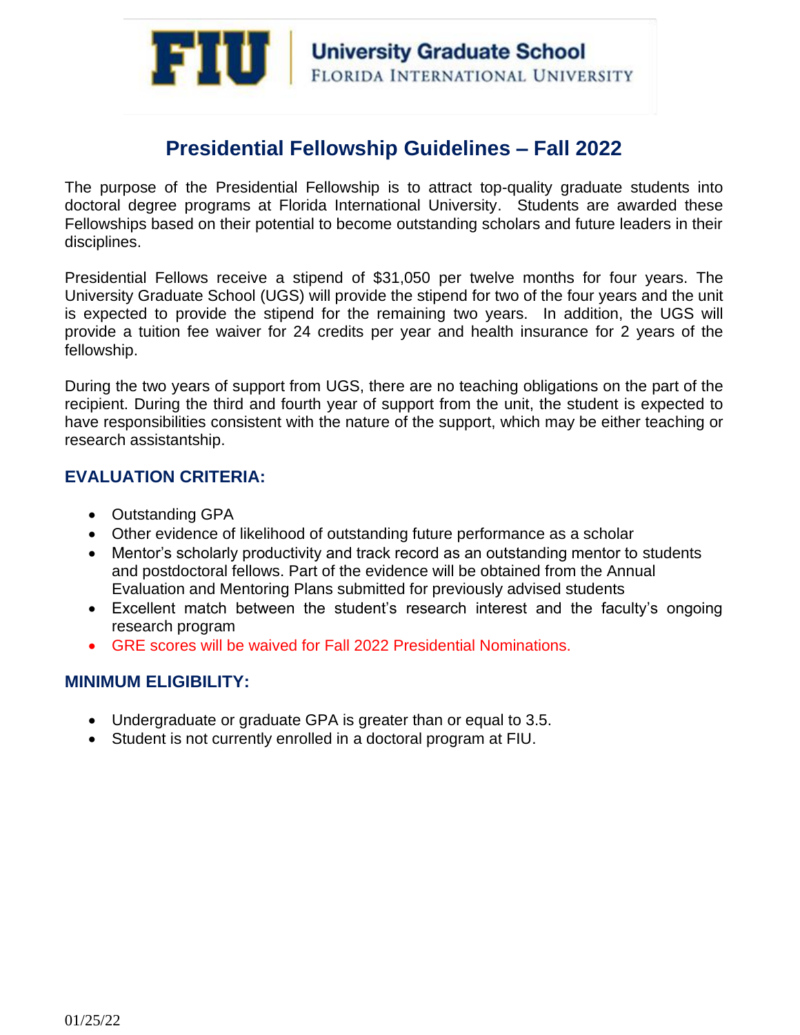FIU | University Graduate School
FLORIDA INTERNATIONAL UNIVERSITY

# Presidential Fellowship Guidelines – Fall 2022

The purpose of the Presidential Fellowship is to attract top-quality graduate students into doctoral degree programs at Florida International University. Students are awarded these Fellowships based on their potential to become outstanding scholars and future leaders in their disciplines.

Presidential Fellows receive a stipend of $31,050 per twelve months for four years. The University Graduate School (UGS) will provide the stipend for two of the four years and the unit is expected to provide the stipend for the remaining two years. In addition, the UGS will provide a tuition fee waiver for 24 credits per year and health insurance for 2 years of the fellowship.

During the two years of support from UGS, there are no teaching obligations on the part of the recipient. During the third and fourth year of support from the unit, the student is expected to have responsibilities consistent with the nature of the support, which may be either teaching or research assistantship.

## EVALUATION CRITERIA:

- Outstanding GPA
- Other evidence of likelihood of outstanding future performance as a scholar
- Mentor's scholarly productivity and track record as an outstanding mentor to students and postdoctoral fellows. Part of the evidence will be obtained from the Annual Evaluation and Mentoring Plans submitted for previously advised students
- Excellent match between the student's research interest and the faculty's ongoing research program
- GRE scores will be waived for Fall 2022 Presidential Nominations.

## MINIMUM ELIGIBILITY:

- Undergraduate or graduate GPA is greater than or equal to 3.5.
- Student is not currently enrolled in a doctoral program at FIU.

01/25/22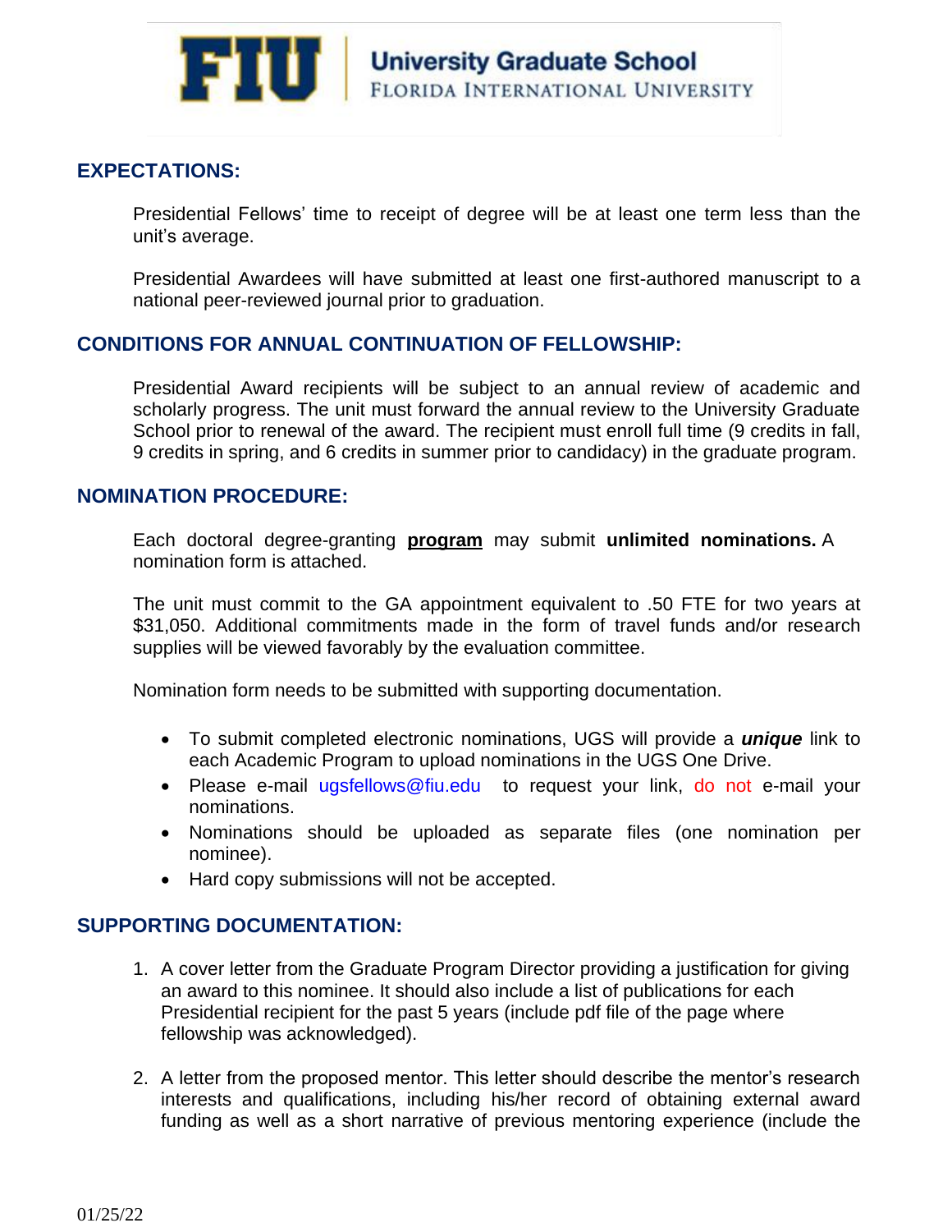## EXPECTATIONS:

Presidential Fellows' time to receipt of degree will be at least one term less than the unit's average.

Presidential Awardees will have submitted at least one first-authored manuscript to a national peer-reviewed journal prior to graduation.

## CONDITIONS FOR ANNUAL CONTINUATION OF FELLOWSHIP:

Presidential Award recipients will be subject to an annual review of academic and scholarly progress. The unit must forward the annual review to the University Graduate School prior to renewal of the award. The recipient must enroll full time (9 credits in fall, 9 credits in spring, and 6 credits in summer prior to candidacy) in the graduate program.

## NOMINATION PROCEDURE:

Each doctoral degree-granting **program** may submit **unlimited nominations.** A nomination form is attached.

The unit must commit to the GA appointment equivalent to .50 FTE for two years at $31,050. Additional commitments made in the form of travel funds and/or research supplies will be viewed favorably by the evaluation committee.

Nomination form needs to be submitted with supporting documentation.

- To submit completed electronic nominations, UGS will provide a ***unique*** link to each Academic Program to upload nominations in the UGS One Drive.
- Please e-mail ugsfellows@fiu.edu to request your link, do not e-mail your nominations.
- Nominations should be uploaded as separate files (one nomination per nominee).
- Hard copy submissions will not be accepted.

## SUPPORTING DOCUMENTATION:

1. A cover letter from the Graduate Program Director providing a justification for giving an award to this nominee. It should also include a list of publications for each Presidential recipient for the past 5 years (include pdf file of the page where fellowship was acknowledged).

2. A letter from the proposed mentor. This letter should describe the mentor's research interests and qualifications, including his/her record of obtaining external award funding as well as a short narrative of previous mentoring experience (include the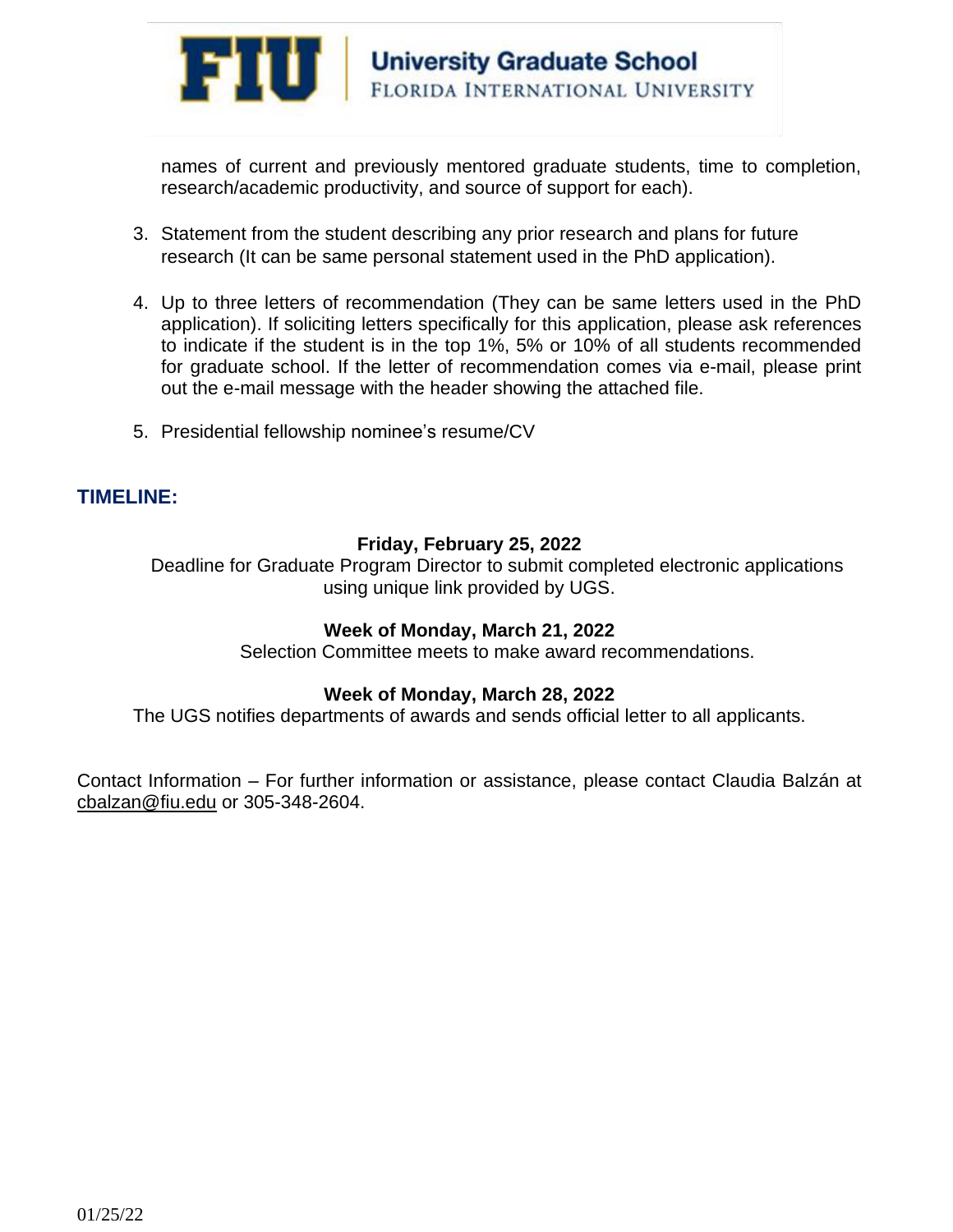names of current and previously mentored graduate students, time to completion, research/academic productivity, and source of support for each).

3. Statement from the student describing any prior research and plans for future research (It can be same personal statement used in the PhD application).

4. Up to three letters of recommendation (They can be same letters used in the PhD application). If soliciting letters specifically for this application, please ask references to indicate if the student is in the top 1%, 5% or 10% of all students recommended for graduate school. If the letter of recommendation comes via e-mail, please print out the e-mail message with the header showing the attached file.

5. Presidential fellowship nominee's resume/CV

## TIMELINE:

**Friday, February 25, 2022**
Deadline for Graduate Program Director to submit completed electronic applications using unique link provided by UGS.

**Week of Monday, March 21, 2022**
Selection Committee meets to make award recommendations.

**Week of Monday, March 28, 2022**
The UGS notifies departments of awards and sends official letter to all applicants.

Contact Information – For further information or assistance, please contact Claudia Balzán at cbalzan@fiu.edu or 305-348-2604.

01/25/22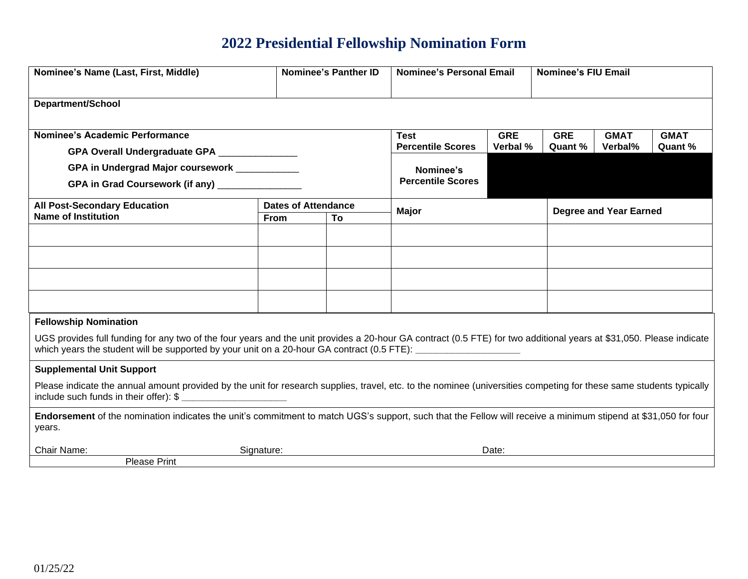# 2022 Presidential Fellowship Nomination Form

| Nominee's Name (Last, First, Middle) | Nominee's Panther ID | Nominee's Personal Email | Nominee's FIU Email |
|---|---|---|---|
| | | | |

**Department/School**

**Nominee's Academic Performance**

**GPA Overall Undergraduate GPA** _______________

**GPA in Undergrad Major coursework** ____________

**GPA in Grad Coursework (if any)** ________________

| Test Percentile Scores | GRE Verbal % | GRE Quant % | GMAT Verbal% | GMAT Quant % |
|---|---|---|---|---|
| Nominee's Percentile Scores | | | | |

| All Post-Secondary Education Name of Institution | Dates of Attendance From | To | Major | Degree and Year Earned |
|---|---|---|---|---|
| | | | | |
| | | | | |
| | | | | |
| | | | | |

**Fellowship Nomination**

UGS provides full funding for any two of the four years and the unit provides a 20-hour GA contract (0.5 FTE) for two additional years at $31,050. Please indicate which years the student will be supported by your unit on a 20-hour GA contract (0.5 FTE): ___________________

**Supplemental Unit Support**

Please indicate the annual amount provided by the unit for research supplies, travel, etc. to the nominee (universities competing for these same students typically include such funds in their offer): $ ___________________

**Endorsement** of the nomination indicates the unit's commitment to match UGS's support, such that the Fellow will receive a minimum stipend at $31,050 for four years.

Chair Name: Signature: Date:

Please Print

01/25/22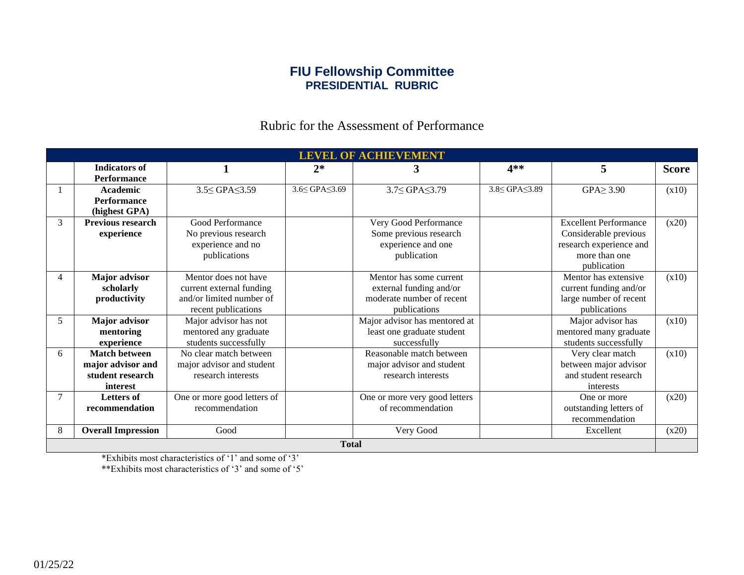# FIU Fellowship Committee
## PRESIDENTIAL RUBRIC

### Rubric for the Assessment of Performance

| LEVEL OF ACHIEVEMENT | | | | | | | |
|---|---|---|---|---|---|---|---|
| | **Indicators of Performance** | **1** | **2*** | **3** | **4**** | **5** | **Score** |
| 1 | **Academic Performance (highest GPA)** | 3.5≤ GPA≤3.59 | 3.6≤ GPA≤3.69 | 3.7≤ GPA≤3.79 | 3.8≤ GPA≤3.89 | GPA≥ 3.90 | (x10) |
| 3 | **Previous research experience** | Good Performance No previous research experience and no publications | | Very Good Performance Some previous research experience and one publication | | Excellent Performance Considerable previous research experience and more than one publication | (x20) |
| 4 | **Major advisor scholarly productivity** | Mentor does not have current external funding and/or limited number of recent publications | | Mentor has some current external funding and/or moderate number of recent publications | | Mentor has extensive current funding and/or large number of recent publications | (x10) |
| 5 | **Major advisor mentoring experience** | Major advisor has not mentored any graduate students successfully | | Major advisor has mentored at least one graduate student successfully | | Major advisor has mentored many graduate students successfully | (x10) |
| 6 | **Match between major advisor and student research interest** | No clear match between major advisor and student research interests | | Reasonable match between major advisor and student research interests | | Very clear match between major advisor and student research interests | (x10) |
| 7 | **Letters of recommendation** | One or more good letters of recommendation | | One or more very good letters of recommendation | | One or more outstanding letters of recommendation | (x20) |
| 8 | **Overall Impression** | Good | | Very Good | | Excellent | (x20) |
| **Total** | | | | | | | |

*Exhibits most characteristics of '1' and some of '3'

**Exhibits most characteristics of '3' and some of '5'

01/25/22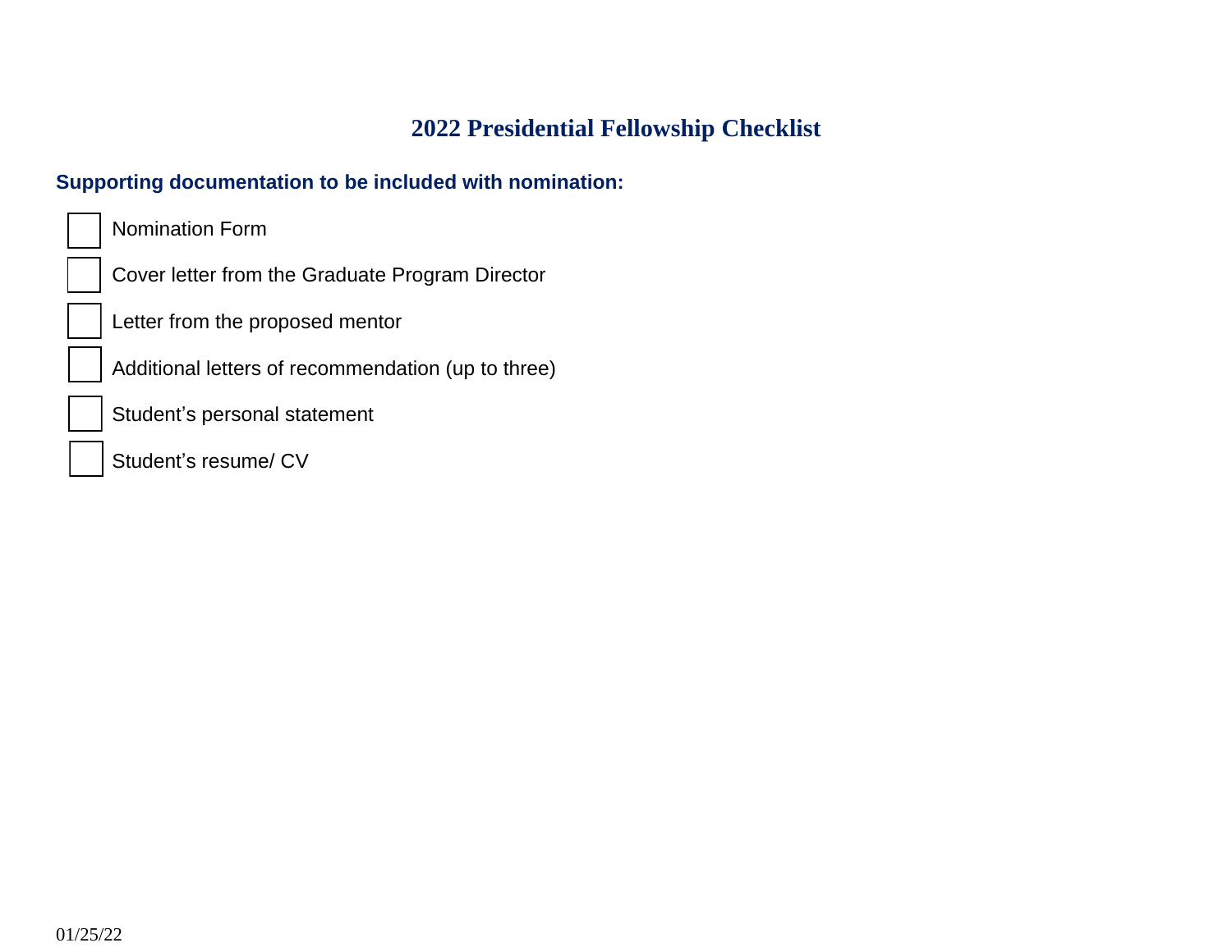# 2022 Presidential Fellowship Checklist

**Supporting documentation to be included with nomination:**

- [ ] Nomination Form
- [ ] Cover letter from the Graduate Program Director
- [ ] Letter from the proposed mentor
- [ ] Additional letters of recommendation (up to three)
- [ ] Student's personal statement
- [ ] Student's resume/ CV

01/25/22